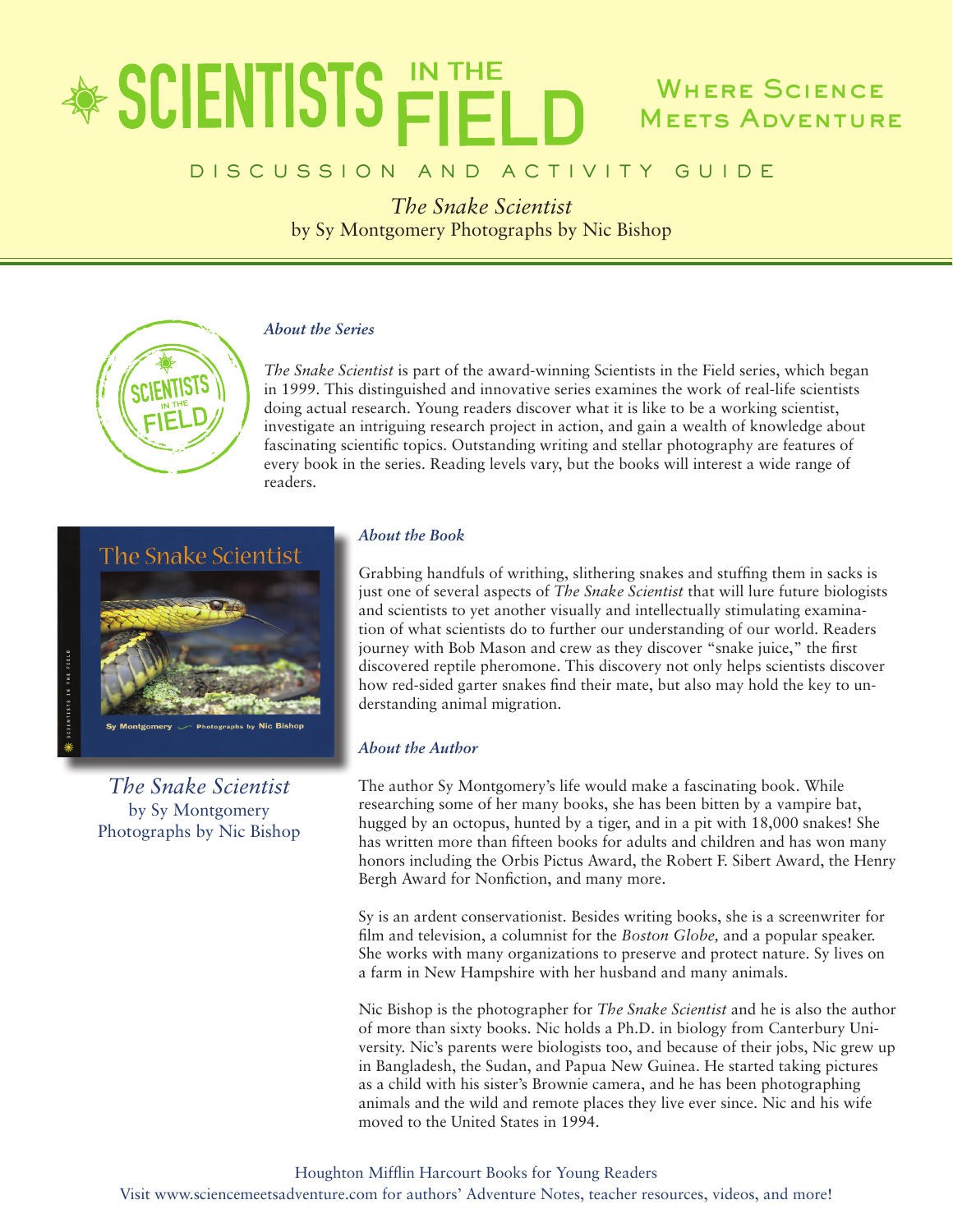# SCIENTISTS IN THE FIELD

Where Science Meets Adventure

DISCUSSION AND ACTIVITY GUIDE

*The Snake Scientist*
by Sy Montgomery Photographs by Nic Bishop

### *About the Series*

*The Snake Scientist* is part of the award-winning Scientists in the Field series, which began in 1999. This distinguished and innovative series examines the work of real-life scientists doing actual research. Young readers discover what it is like to be a working scientist, investigate an intriguing research project in action, and gain a wealth of knowledge about fascinating scientific topics. Outstanding writing and stellar photography are features of every book in the series. Reading levels vary, but the books will interest a wide range of readers.

*The Snake Scientist*
by Sy Montgomery
Photographs by Nic Bishop

### *About the Book*

Grabbing handfuls of writhing, slithering snakes and stuffing them in sacks is just one of several aspects of *The Snake Scientist* that will lure future biologists and scientists to yet another visually and intellectually stimulating examination of what scientists do to further our understanding of our world. Readers journey with Bob Mason and crew as they discover "snake juice," the first discovered reptile pheromone. This discovery not only helps scientists discover how red-sided garter snakes find their mate, but also may hold the key to understanding animal migration.

### *About the Author*

The author Sy Montgomery's life would make a fascinating book. While researching some of her many books, she has been bitten by a vampire bat, hugged by an octopus, hunted by a tiger, and in a pit with 18,000 snakes! She has written more than fifteen books for adults and children and has won many honors including the Orbis Pictus Award, the Robert F. Sibert Award, the Henry Bergh Award for Nonfiction, and many more.

Sy is an ardent conservationist. Besides writing books, she is a screenwriter for film and television, a columnist for the *Boston Globe,* and a popular speaker. She works with many organizations to preserve and protect nature. Sy lives on a farm in New Hampshire with her husband and many animals.

Nic Bishop is the photographer for *The Snake Scientist* and he is also the author of more than sixty books. Nic holds a Ph.D. in biology from Canterbury University. Nic's parents were biologists too, and because of their jobs, Nic grew up in Bangladesh, the Sudan, and Papua New Guinea. He started taking pictures as a child with his sister's Brownie camera, and he has been photographing animals and the wild and remote places they live ever since. Nic and his wife moved to the United States in 1994.

Houghton Mifflin Harcourt Books for Young Readers
Visit www.sciencemeetsadventure.com for authors' Adventure Notes, teacher resources, videos, and more!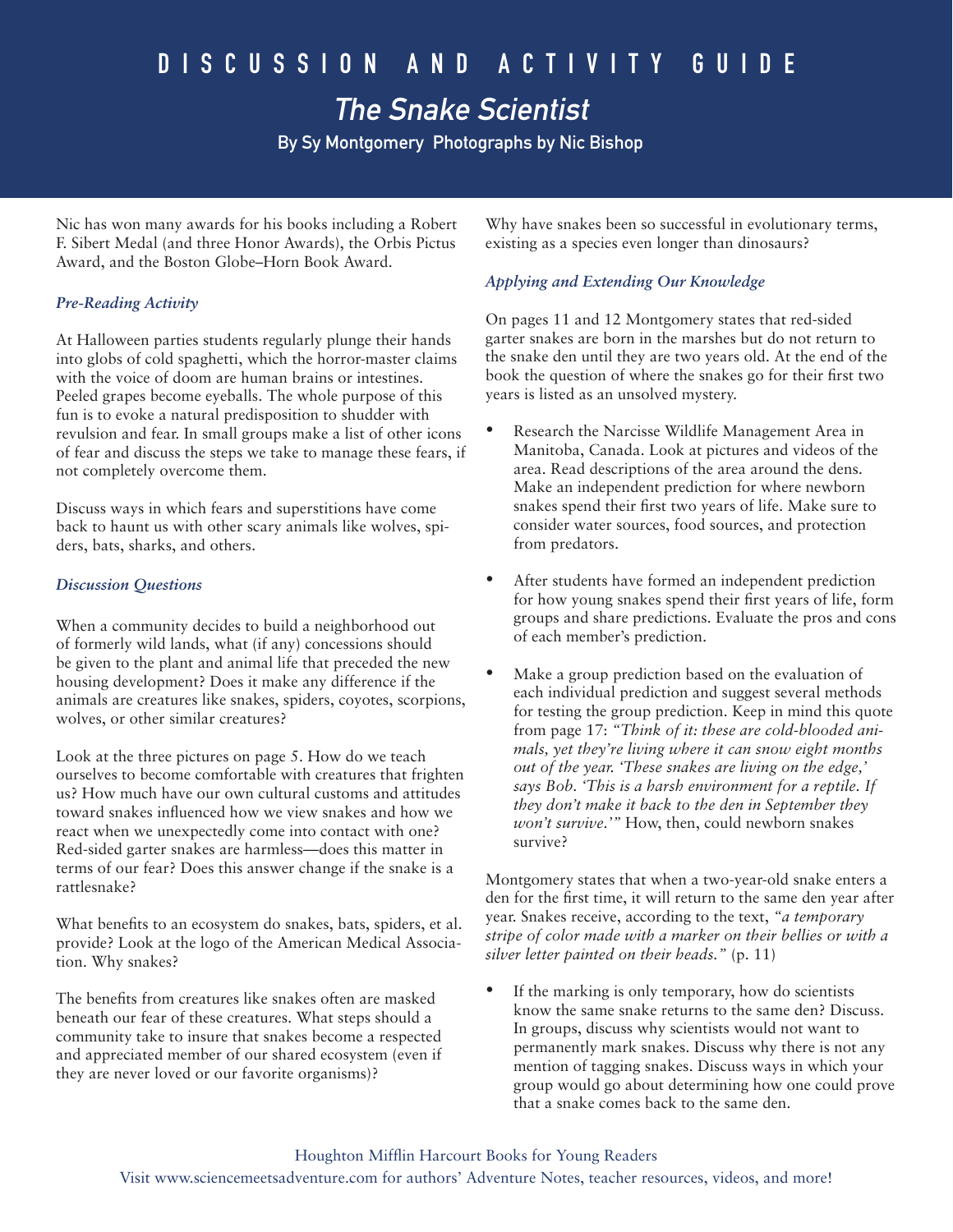# DISCUSSION AND ACTIVITY GUIDE

## *The Snake Scientist*

### By Sy Montgomery Photographs by Nic Bishop

Nic has won many awards for his books including a Robert F. Sibert Medal (and three Honor Awards), the Orbis Pictus Award, and the Boston Globe–Horn Book Award.

### *Pre-Reading Activity*

At Halloween parties students regularly plunge their hands into globs of cold spaghetti, which the horror-master claims with the voice of doom are human brains or intestines. Peeled grapes become eyeballs. The whole purpose of this fun is to evoke a natural predisposition to shudder with revulsion and fear. In small groups make a list of other icons of fear and discuss the steps we take to manage these fears, if not completely overcome them.

Discuss ways in which fears and superstitions have come back to haunt us with other scary animals like wolves, spiders, bats, sharks, and others.

### *Discussion Questions*

When a community decides to build a neighborhood out of formerly wild lands, what (if any) concessions should be given to the plant and animal life that preceded the new housing development? Does it make any difference if the animals are creatures like snakes, spiders, coyotes, scorpions, wolves, or other similar creatures?

Look at the three pictures on page 5. How do we teach ourselves to become comfortable with creatures that frighten us? How much have our own cultural customs and attitudes toward snakes influenced how we view snakes and how we react when we unexpectedly come into contact with one? Red-sided garter snakes are harmless—does this matter in terms of our fear? Does this answer change if the snake is a rattlesnake?

What benefits to an ecosystem do snakes, bats, spiders, et al. provide? Look at the logo of the American Medical Association. Why snakes?

The benefits from creatures like snakes often are masked beneath our fear of these creatures. What steps should a community take to insure that snakes become a respected and appreciated member of our shared ecosystem (even if they are never loved or our favorite organisms)?

Why have snakes been so successful in evolutionary terms, existing as a species even longer than dinosaurs?

### *Applying and Extending Our Knowledge*

On pages 11 and 12 Montgomery states that red-sided garter snakes are born in the marshes but do not return to the snake den until they are two years old. At the end of the book the question of where the snakes go for their first two years is listed as an unsolved mystery.

- Research the Narcisse Wildlife Management Area in Manitoba, Canada. Look at pictures and videos of the area. Read descriptions of the area around the dens. Make an independent prediction for where newborn snakes spend their first two years of life. Make sure to consider water sources, food sources, and protection from predators.
- After students have formed an independent prediction for how young snakes spend their first years of life, form groups and share predictions. Evaluate the pros and cons of each member's prediction.
- Make a group prediction based on the evaluation of each individual prediction and suggest several methods for testing the group prediction. Keep in mind this quote from page 17: *"Think of it: these are cold-blooded animals, yet they're living where it can snow eight months out of the year. 'These snakes are living on the edge,' says Bob. 'This is a harsh environment for a reptile. If they don't make it back to the den in September they won't survive.'"* How, then, could newborn snakes survive?

Montgomery states that when a two-year-old snake enters a den for the first time, it will return to the same den year after year. Snakes receive, according to the text, *"a temporary stripe of color made with a marker on their bellies or with a silver letter painted on their heads."* (p. 11)

- If the marking is only temporary, how do scientists know the same snake returns to the same den? Discuss. In groups, discuss why scientists would not want to permanently mark snakes. Discuss why there is not any mention of tagging snakes. Discuss ways in which your group would go about determining how one could prove that a snake comes back to the same den.

Houghton Mifflin Harcourt Books for Young Readers
Visit www.sciencemeetsadventure.com for authors' Adventure Notes, teacher resources, videos, and more!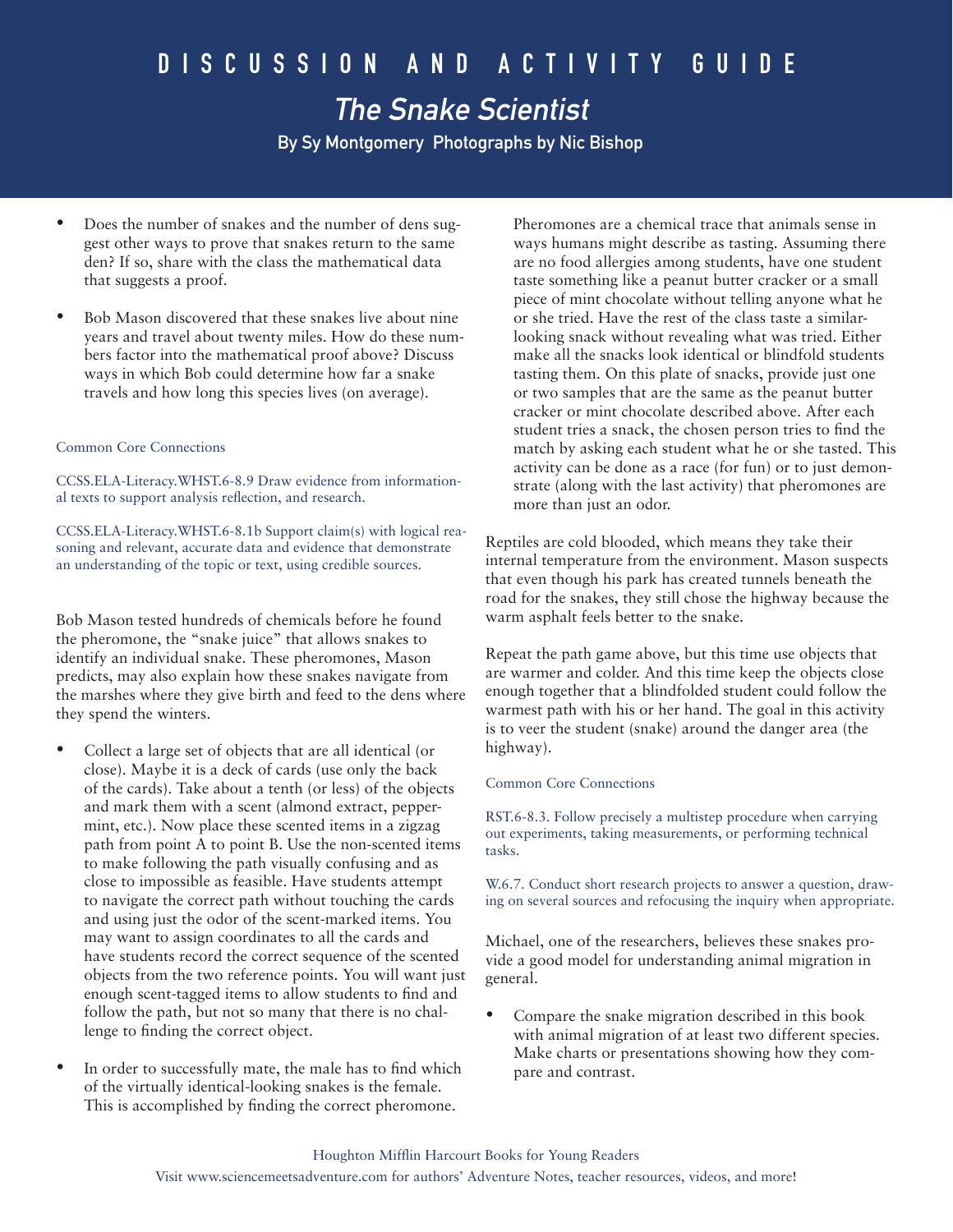# DISCUSSION AND ACTIVITY GUIDE

## *The Snake Scientist*

By Sy Montgomery Photographs by Nic Bishop

- Does the number of snakes and the number of dens suggest other ways to prove that snakes return to the same den? If so, share with the class the mathematical data that suggests a proof.
- Bob Mason discovered that these snakes live about nine years and travel about twenty miles. How do these numbers factor into the mathematical proof above? Discuss ways in which Bob could determine how far a snake travels and how long this species lives (on average).

Common Core Connections

CCSS.ELA-Literacy.WHST.6-8.9 Draw evidence from informational texts to support analysis reflection, and research.

CCSS.ELA-Literacy.WHST.6-8.1b Support claim(s) with logical reasoning and relevant, accurate data and evidence that demonstrate an understanding of the topic or text, using credible sources.

Bob Mason tested hundreds of chemicals before he found the pheromone, the "snake juice" that allows snakes to identify an individual snake. These pheromones, Mason predicts, may also explain how these snakes navigate from the marshes where they give birth and feed to the dens where they spend the winters.

- Collect a large set of objects that are all identical (or close). Maybe it is a deck of cards (use only the back of the cards). Take about a tenth (or less) of the objects and mark them with a scent (almond extract, peppermint, etc.). Now place these scented items in a zigzag path from point A to point B. Use the non-scented items to make following the path visually confusing and as close to impossible as feasible. Have students attempt to navigate the correct path without touching the cards and using just the odor of the scent-marked items. You may want to assign coordinates to all the cards and have students record the correct sequence of the scented objects from the two reference points. You will want just enough scent-tagged items to allow students to find and follow the path, but not so many that there is no challenge to finding the correct object.
- In order to successfully mate, the male has to find which of the virtually identical-looking snakes is the female. This is accomplished by finding the correct pheromone.

  Pheromones are a chemical trace that animals sense in ways humans might describe as tasting. Assuming there are no food allergies among students, have one student taste something like a peanut butter cracker or a small piece of mint chocolate without telling anyone what he or she tried. Have the rest of the class taste a similar-looking snack without revealing what was tried. Either make all the snacks look identical or blindfold students tasting them. On this plate of snacks, provide just one or two samples that are the same as the peanut butter cracker or mint chocolate described above. After each student tries a snack, the chosen person tries to find the match by asking each student what he or she tasted. This activity can be done as a race (for fun) or to just demonstrate (along with the last activity) that pheromones are more than just an odor.

Reptiles are cold blooded, which means they take their internal temperature from the environment. Mason suspects that even though his park has created tunnels beneath the road for the snakes, they still chose the highway because the warm asphalt feels better to the snake.

Repeat the path game above, but this time use objects that are warmer and colder. And this time keep the objects close enough together that a blindfolded student could follow the warmest path with his or her hand. The goal in this activity is to veer the student (snake) around the danger area (the highway).

Common Core Connections

RST.6-8.3. Follow precisely a multistep procedure when carrying out experiments, taking measurements, or performing technical tasks.

W.6.7. Conduct short research projects to answer a question, drawing on several sources and refocusing the inquiry when appropriate.

Michael, one of the researchers, believes these snakes provide a good model for understanding animal migration in general.

- Compare the snake migration described in this book with animal migration of at least two different species. Make charts or presentations showing how they compare and contrast.

Houghton Mifflin Harcourt Books for Young Readers

Visit www.sciencemeetsadventure.com for authors' Adventure Notes, teacher resources, videos, and more!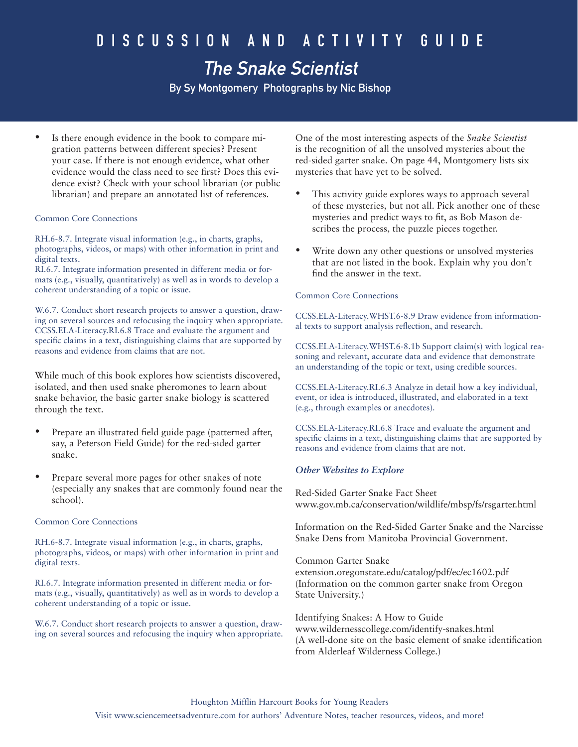# DISCUSSION AND ACTIVITY GUIDE

## *The Snake Scientist*

### By Sy Montgomery Photographs by Nic Bishop

- Is there enough evidence in the book to compare migration patterns between different species? Present your case. If there is not enough evidence, what other evidence would the class need to see first? Does this evidence exist? Check with your school librarian (or public librarian) and prepare an annotated list of references.

Common Core Connections

RH.6-8.7. Integrate visual information (e.g., in charts, graphs, photographs, videos, or maps) with other information in print and digital texts.
RI.6.7. Integrate information presented in different media or formats (e.g., visually, quantitatively) as well as in words to develop a coherent understanding of a topic or issue.

W.6.7. Conduct short research projects to answer a question, drawing on several sources and refocusing the inquiry when appropriate.
CCSS.ELA-Literacy.RI.6.8 Trace and evaluate the argument and specific claims in a text, distinguishing claims that are supported by reasons and evidence from claims that are not.

While much of this book explores how scientists discovered, isolated, and then used snake pheromones to learn about snake behavior, the basic garter snake biology is scattered through the text.

- Prepare an illustrated field guide page (patterned after, say, a Peterson Field Guide) for the red-sided garter snake.
- Prepare several more pages for other snakes of note (especially any snakes that are commonly found near the school).

Common Core Connections

RH.6-8.7. Integrate visual information (e.g., in charts, graphs, photographs, videos, or maps) with other information in print and digital texts.

RI.6.7. Integrate information presented in different media or formats (e.g., visually, quantitatively) as well as in words to develop a coherent understanding of a topic or issue.

W.6.7. Conduct short research projects to answer a question, drawing on several sources and refocusing the inquiry when appropriate.

One of the most interesting aspects of the *Snake Scientist* is the recognition of all the unsolved mysteries about the red-sided garter snake. On page 44, Montgomery lists six mysteries that have yet to be solved.

- This activity guide explores ways to approach several of these mysteries, but not all. Pick another one of these mysteries and predict ways to fit, as Bob Mason describes the process, the puzzle pieces together.
- Write down any other questions or unsolved mysteries that are not listed in the book. Explain why you don't find the answer in the text.

Common Core Connections

CCSS.ELA-Literacy.WHST.6-8.9 Draw evidence from informational texts to support analysis reflection, and research.

CCSS.ELA-Literacy.WHST.6-8.1b Support claim(s) with logical reasoning and relevant, accurate data and evidence that demonstrate an understanding of the topic or text, using credible sources.

CCSS.ELA-Literacy.RI.6.3 Analyze in detail how a key individual, event, or idea is introduced, illustrated, and elaborated in a text (e.g., through examples or anecdotes).

CCSS.ELA-Literacy.RI.6.8 Trace and evaluate the argument and specific claims in a text, distinguishing claims that are supported by reasons and evidence from claims that are not.

***Other Websites to Explore***

Red-Sided Garter Snake Fact Sheet
www.gov.mb.ca/conservation/wildlife/mbsp/fs/rsgarter.html

Information on the Red-Sided Garter Snake and the Narcisse Snake Dens from Manitoba Provincial Government.

Common Garter Snake
extension.oregonstate.edu/catalog/pdf/ec/ec1602.pdf
(Information on the common garter snake from Oregon State University.)

Identifying Snakes: A How to Guide
www.wildernesscollege.com/identify-snakes.html
(A well-done site on the basic element of snake identification from Alderleaf Wilderness College.)

Houghton Mifflin Harcourt Books for Young Readers
Visit www.sciencemeetsadventure.com for authors' Adventure Notes, teacher resources, videos, and more!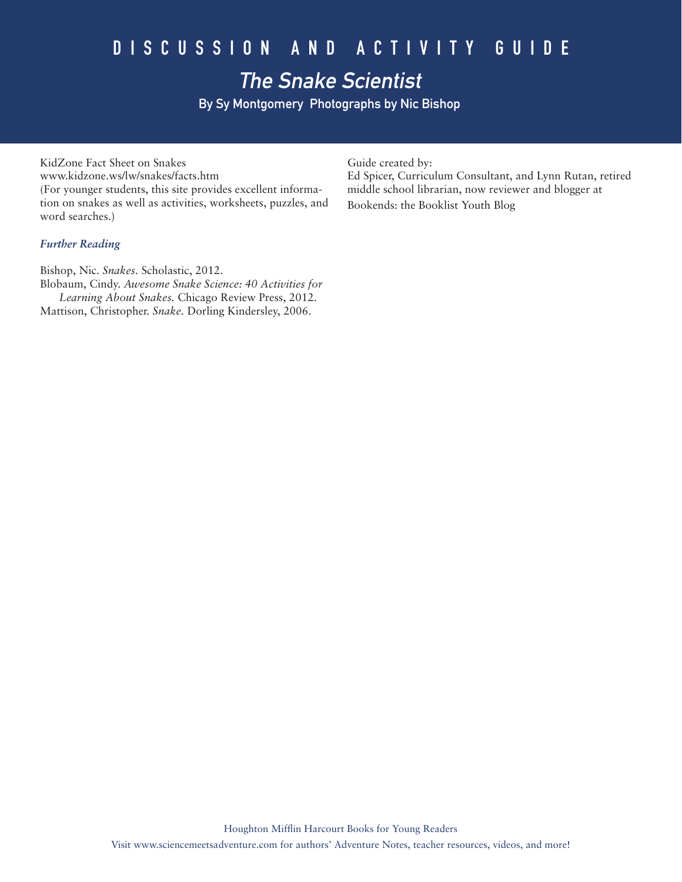# DISCUSSION AND ACTIVITY GUIDE

## *The Snake Scientist*

By Sy Montgomery Photographs by Nic Bishop

KidZone Fact Sheet on Snakes
www.kidzone.ws/lw/snakes/facts.htm
(For younger students, this site provides excellent information on snakes as well as activities, worksheets, puzzles, and word searches.)

### *Further Reading*

Bishop, Nic. *Snakes*. Scholastic, 2012.
Blobaum, Cindy. *Awesome Snake Science: 40 Activities for Learning About Snakes.* Chicago Review Press, 2012.
Mattison, Christopher. *Snake*. Dorling Kindersley, 2006.

Guide created by:
Ed Spicer, Curriculum Consultant, and Lynn Rutan, retired middle school librarian, now reviewer and blogger at Bookends: the Booklist Youth Blog

Houghton Mifflin Harcourt Books for Young Readers
Visit www.sciencemeetsadventure.com for authors' Adventure Notes, teacher resources, videos, and more!